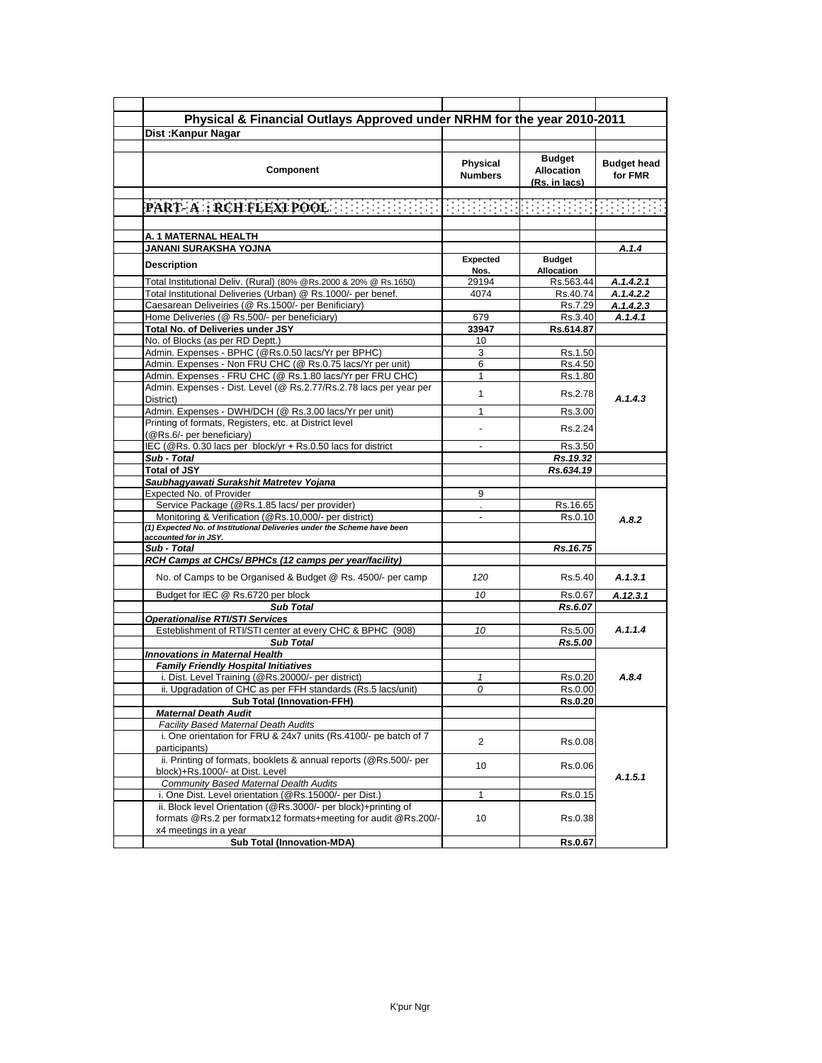## Physical & Financial Outlays Approved under NRHM for the year 2010-2011

**Dist :Kanpur Nagar**

| Component | Physical Numbers | Budget Allocation (Rs. in lacs) | Budget head for FMR |
|---|---|---|---|
| **PART- A : RCH FLEXI POOL** | | | |
| **A. 1 MATERNAL HEALTH** | | | |
| **JANANI SURAKSHA YOJNA** | | | *A.1.4* |
| **Description** | **Expected Nos.** | **Budget Allocation** | |
| Total Institutional Deliv. (Rural) (80% @Rs.2000 & 20% @ Rs.1650) | 29194 | Rs.563.44 | *A.1.4.2.1* |
| Total Institutional Deliveries (Urban) @ Rs.1000/- per benef. | 4074 | Rs.40.74 | *A.1.4.2.2* |
| Caesarean Deliveiries (@ Rs.1500/- per Benificiary) | | Rs.7.29 | *A.1.4.2.3* |
| Home Deliveries (@ Rs.500/- per beneficiary) | 679 | Rs.3.40 | *A.1.4.1* |
| **Total No. of Deliveries under JSY** | **33947** | **Rs.614.87** | |
| No. of Blocks (as per RD Deptt.) | 10 | | |
| Admin. Expenses - BPHC (@Rs.0.50 lacs/Yr per BPHC) | 3 | Rs.1.50 | *A.1.4.3* |
| Admin. Expenses - Non FRU CHC (@ Rs.0.75 lacs/Yr per unit) | 6 | Rs.4.50 | |
| Admin. Expenses - FRU CHC (@ Rs.1.80 lacs/Yr per FRU CHC) | 1 | Rs.1.80 | |
| Admin. Expenses - Dist. Level (@ Rs.2.77/Rs.2.78 lacs per year per District) | 1 | Rs.2.78 | |
| Admin. Expenses - DWH/DCH (@ Rs.3.00 lacs/Yr per unit) | 1 | Rs.3.00 | |
| Printing of formats, Registers, etc. at District level (@Rs.6/- per beneficiary) | - | Rs.2.24 | |
| IEC (@Rs. 0.30 lacs per block/yr + Rs.0.50 lacs for district | - | Rs.3.50 | |
| ***Sub - Total*** | | ***Rs.19.32*** | |
| **Total of JSY** | | ***Rs.634.19*** | |
| ***Saubhagyawati Surakshit Matretev Yojana*** | | | |
| Expected No. of Provider | 9 | | *A.8.2* |
| Service Package (@Rs.1.85 lacs/ per provider) | . | Rs.16.65 | |
| Monitoring & Verification (@Rs.10,000/- per district) | - | Rs.0.10 | |
| ***(1) Expected No. of Institutional Deliveries under the Scheme have been accounted for in JSY.*** | | | |
| ***Sub - Total*** | | ***Rs.16.75*** | |
| ***RCH Camps at CHCs/ BPHCs (12 camps per year/facility)*** | | | |
| No. of Camps to be Organised & Budget @ Rs. 4500/- per camp | *120* | Rs.5.40 | *A.1.3.1* |
| Budget for IEC @ Rs.6720 per block | *10* | Rs.0.67 | *A.12.3.1* |
| ***Sub Total*** | | ***Rs.6.07*** | |
| ***Operationalise RTI/STI Services*** | | | *A.1.1.4* |
| Esteblishment of RTI/STI center at every CHC & BPHC (908) | *10* | Rs.5.00 | |
| ***Sub Total*** | | ***Rs.5.00*** | |
| ***Innovations in Maternal Health*** | | | *A.8.4* |
| ***Family Friendly Hospital Initiatives*** | | | |
| i. Dist. Level Training (@Rs.20000/- per district) | *1* | Rs.0.20 | |
| ii. Upgradation of CHC as per FFH standards (Rs.5 lacs/unit) | *0* | Rs.0.00 | |
| **Sub Total (Innovation-FFH)** | | **Rs.0.20** | |
| ***Maternal Death Audit*** | | | *A.1.5.1* |
| *Facility Based Maternal Death Audits* | | | |
| i. One orientation for FRU & 24x7 units (Rs.4100/- pe batch of 7 participants) | 2 | Rs.0.08 | |
| ii. Printing of formats, booklets & annual reports (@Rs.500/- per block)+Rs.1000/- at Dist. Level | 10 | Rs.0.06 | |
| *Community Based Maternal Dealth Audits* | | | |
| i. One Dist. Level orientation (@Rs.15000/- per Dist.) | 1 | Rs.0.15 | |
| ii. Block level Orientation (@Rs.3000/- per block)+printing of formats @Rs.2 per formatx12 formats+meeting for audit @Rs.200/- x4 meetings in a year | 10 | Rs.0.38 | |
| **Sub Total (Innovation-MDA)** | | **Rs.0.67** | |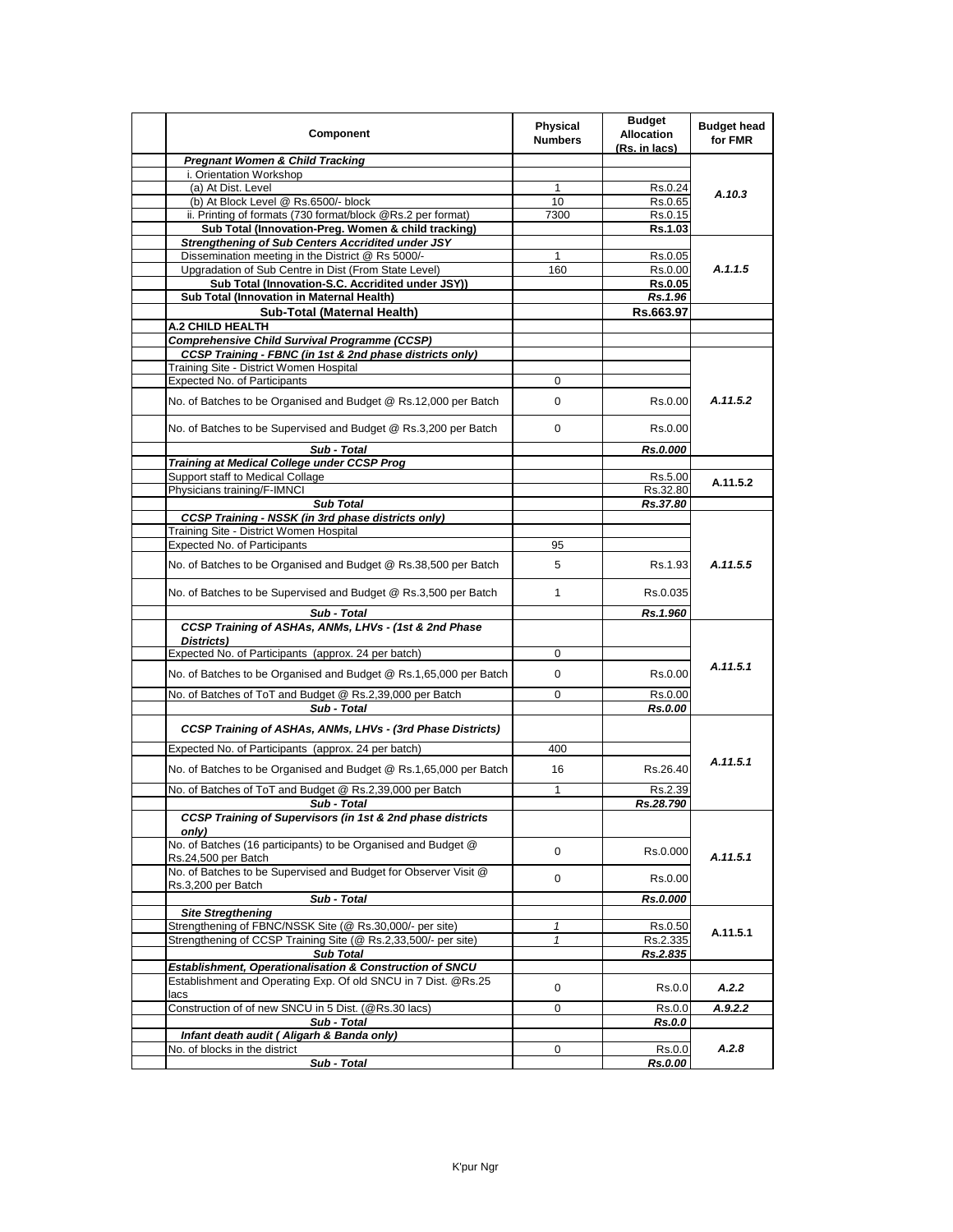| Component | Physical Numbers | Budget Allocation (Rs. in lacs) | Budget head for FMR |
|---|---|---|---|
| ***Pregnant Women & Child Tracking*** | | | |
| i. Orientation Workshop | | | |
| (a) At Dist. Level | 1 | Rs.0.24 | ***A.10.3*** |
| (b) At Block Level @ Rs.6500/- block | 10 | Rs.0.65 | |
| ii. Printing of formats (730 format/block @Rs.2 per format) | 7300 | Rs.0.15 | |
| **Sub Total (Innovation-Preg. Women & child tracking)** | | **Rs.1.03** | |
| ***Strengthening of Sub Centers Accridited under JSY*** | | | |
| Dissemination meeting in the District @ Rs 5000/- | 1 | Rs.0.05 | ***A.1.1.5*** |
| Upgradation of Sub Centre in Dist (From State Level) | 160 | Rs.0.00 | |
| **Sub Total (Innovation-S.C. Accridited under JSY))** | | **Rs.0.05** | |
| **Sub Total (Innovation in Maternal Health)** | | ***Rs.1.96*** | |
| **Sub-Total (Maternal Health)** | | **Rs.663.97** | |
| **A.2 CHILD HEALTH** | | | |
| ***Comprehensive Child Survival Programme (CCSP)*** | | | |
| ***CCSP Training - FBNC (in 1st & 2nd phase districts only)*** | | | |
| Training Site - District Women Hospital | | | ***A.11.5.2*** |
| Expected No. of Participants | 0 | | |
| No. of Batches to be Organised and Budget @ Rs.12,000 per Batch | 0 | Rs.0.00 | |
| No. of Batches to be Supervised and Budget @ Rs.3,200 per Batch | 0 | Rs.0.00 | |
| ***Sub - Total*** | | ***Rs.0.000*** | |
| ***Training at Medical College under CCSP Prog*** | | | |
| Support staff to Medical Collage | | Rs.5.00 | **A.11.5.2** |
| Physicians training/F-IMNCI | | Rs.32.80 | |
| ***Sub Total*** | | ***Rs.37.80*** | |
| ***CCSP Training - NSSK (in 3rd phase districts only)*** | | | |
| Training Site - District Women Hospital | | | ***A.11.5.5*** |
| Expected No. of Participants | 95 | | |
| No. of Batches to be Organised and Budget @ Rs.38,500 per Batch | 5 | Rs.1.93 | |
| No. of Batches to be Supervised and Budget @ Rs.3,500 per Batch | 1 | Rs.0.035 | |
| ***Sub - Total*** | | ***Rs.1.960*** | |
| ***CCSP Training of ASHAs, ANMs, LHVs - (1st & 2nd Phase Districts)*** | | | |
| Expected No. of Participants (approx. 24 per batch) | 0 | | ***A.11.5.1*** |
| No. of Batches to be Organised and Budget @ Rs.1,65,000 per Batch | 0 | Rs.0.00 | |
| No. of Batches of ToT and Budget @ Rs.2,39,000 per Batch | 0 | Rs.0.00 | |
| ***Sub - Total*** | | ***Rs.0.00*** | |
| ***CCSP Training of ASHAs, ANMs, LHVs - (3rd Phase Districts)*** | | | |
| Expected No. of Participants (approx. 24 per batch) | 400 | | ***A.11.5.1*** |
| No. of Batches to be Organised and Budget @ Rs.1,65,000 per Batch | 16 | Rs.26.40 | |
| No. of Batches of ToT and Budget @ Rs.2,39,000 per Batch | 1 | Rs.2.39 | |
| ***Sub - Total*** | | ***Rs.28.790*** | |
| ***CCSP Training of Supervisors (in 1st & 2nd phase districts only)*** | | | |
| No. of Batches (16 participants) to be Organised and Budget @ Rs.24,500 per Batch | 0 | Rs.0.000 | ***A.11.5.1*** |
| No. of Batches to be Supervised and Budget for Observer Visit @ Rs.3,200 per Batch | 0 | Rs.0.00 | |
| ***Sub - Total*** | | ***Rs.0.000*** | |
| ***Site Stregthening*** | | | |
| Strengthening of FBNC/NSSK Site (@ Rs.30,000/- per site) | *1* | Rs.0.50 | **A.11.5.1** |
| Strengthening of CCSP Training Site (@ Rs.2,33,500/- per site) | *1* | Rs.2.335 | |
| ***Sub Total*** | | ***Rs.2.835*** | |
| ***Establishment, Operationalisation & Construction of SNCU*** | | | |
| Establishment and Operating Exp. Of old SNCU in 7 Dist. @Rs.25 lacs | 0 | Rs.0.0 | ***A.2.2*** |
| Construction of of new SNCU in 5 Dist. (@Rs.30 lacs) | 0 | Rs.0.0 | ***A.9.2.2*** |
| ***Sub - Total*** | | ***Rs.0.0*** | |
| ***Infant death audit ( Aligarh & Banda only)*** | | | |
| No. of blocks in the district | 0 | Rs.0.0 | ***A.2.8*** |
| ***Sub - Total*** | | ***Rs.0.00*** | |

K'pur Ngr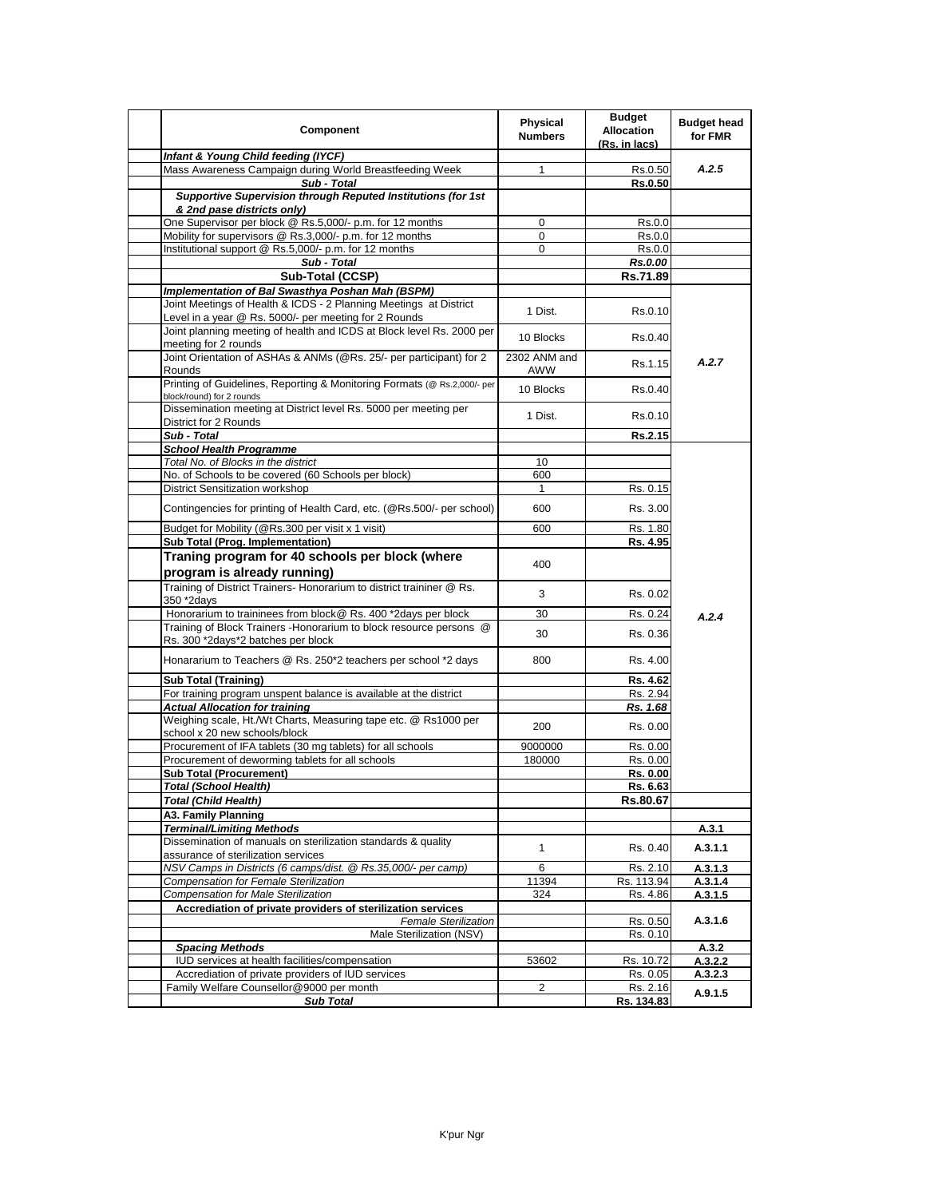| | Component | Physical Numbers | Budget Allocation (Rs. in lacs) | Budget head for FMR |
|---|---|---|---|---|
| | ***Infant & Young Child feeding (IYCF)*** | | | |
| | Mass Awareness Campaign during World Breastfeeding Week | 1 | Rs.0.50 | *A.2.5* |
| | ***Sub - Total*** | | **Rs.0.50** | |
| | ***Supportive Supervision through Reputed Institutions (for 1st & 2nd pase districts only)*** | | | |
| | One Supervisor per block @ Rs.5,000/- p.m. for 12 months | 0 | Rs.0.0 | |
| | Mobility for supervisors @ Rs.3,000/- p.m. for 12 months | 0 | Rs.0.0 | |
| | Institutional support @ Rs.5,000/- p.m. for 12 months | 0 | Rs.0.0 | |
| | ***Sub - Total*** | | ***Rs.0.00*** | |
| | **Sub-Total (CCSP)** | | **Rs.71.89** | |
| | ***Implementation of Bal Swasthya Poshan Mah (BSPM)*** | | | |
| | Joint Meetings of Health & ICDS - 2 Planning Meetings at District Level in a year @ Rs. 5000/- per meeting for 2 Rounds | 1 Dist. | Rs.0.10 | *A.2.7* |
| | Joint planning meeting of health and ICDS at Block level Rs. 2000 per meeting for 2 rounds | 10 Blocks | Rs.0.40 | |
| | Joint Orientation of ASHAs & ANMs (@Rs. 25/- per participant) for 2 Rounds | 2302 ANM and AWW | Rs.1.15 | |
| | Printing of Guidelines, Reporting & Monitoring Formats (@ Rs.2,000/- per block/round) for 2 rounds | 10 Blocks | Rs.0.40 | |
| | Dissemination meeting at District level Rs. 5000 per meeting per District for 2 Rounds | 1 Dist. | Rs.0.10 | |
| | ***Sub - Total*** | | **Rs.2.15** | |
| | ***School Health Programme*** | | | *A.2.4* |
| | *Total No. of Blocks in the district* | 10 | | |
| | No. of Schools to be covered (60 Schools per block) | 600 | | |
| | District Sensitization workshop | 1 | Rs. 0.15 | |
| | Contingencies for printing of Health Card, etc. (@Rs.500/- per school) | 600 | Rs. 3.00 | |
| | Budget for Mobility (@Rs.300 per visit x 1 visit) | 600 | Rs. 1.80 | |
| | **Sub Total (Prog. Implementation)** | | **Rs. 4.95** | |
| | **Traning program for 40 schools per block (where program is already running)** | 400 | | |
| | Training of District Trainers- Honorarium to district traininer @ Rs. 350 *2days | 3 | Rs. 0.02 | |
| | Honorarium to traininees from block@ Rs. 400 *2days per block | 30 | Rs. 0.24 | |
| | Training of Block Trainers -Honorarium to block resource persons @ Rs. 300 *2days*2 batches per block | 30 | Rs. 0.36 | |
| | Honorarium to Teachers @ Rs. 250*2 teachers per school *2 days | 800 | Rs. 4.00 | |
| | **Sub Total (Training)** | | **Rs. 4.62** | |
| | For training program unspent balance is available at the district | | Rs. 2.94 | |
| | ***Actual Allocation for training*** | | ***Rs. 1.68*** | |
| | Weighing scale, Ht./Wt Charts, Measuring tape etc. @ Rs1000 per school x 20 new schools/block | 200 | Rs. 0.00 | |
| | Procurement of IFA tablets (30 mg tablets) for all schools | 9000000 | Rs. 0.00 | |
| | Procurement of deworming tablets for all schools | 180000 | Rs. 0.00 | |
| | **Sub Total (Procurement)** | | **Rs. 0.00** | |
| | ***Total (School Health)*** | | **Rs. 6.63** | |
| | ***Total (Child Health)*** | | **Rs.80.67** | |
| | **A3. Family Planning** | | | |
| | ***Terminal/Limiting Methods*** | | | **A.3.1** |
| | Dissemination of manuals on sterilization standards & quality assurance of sterilization services | 1 | Rs. 0.40 | **A.3.1.1** |
| | *NSV Camps in Districts (6 camps/dist. @ Rs.35,000/- per camp)* | 6 | Rs. 2.10 | **A.3.1.3** |
| | *Compensation for Female Sterilization* | 11394 | Rs. 113.94 | **A.3.1.4** |
| | *Compensation for Male Sterilization* | 324 | Rs. 4.86 | **A.3.1.5** |
| | **Accrediation of private providers of sterilization services** | | | **A.3.1.6** |
| | *Female Sterilization* | | Rs. 0.50 | |
| | Male Sterilization (NSV) | | Rs. 0.10 | |
| | ***Spacing Methods*** | | | **A.3.2** |
| | IUD services at health facilities/compensation | 53602 | Rs. 10.72 | **A.3.2.2** |
| | Accrediation of private providers of IUD services | | Rs. 0.05 | **A.3.2.3** |
| | Family Welfare Counsellor@9000 per month | 2 | Rs. 2.16 | **A.9.1.5** |
| | ***Sub Total*** | | **Rs. 134.83** | |

K'pur Ngr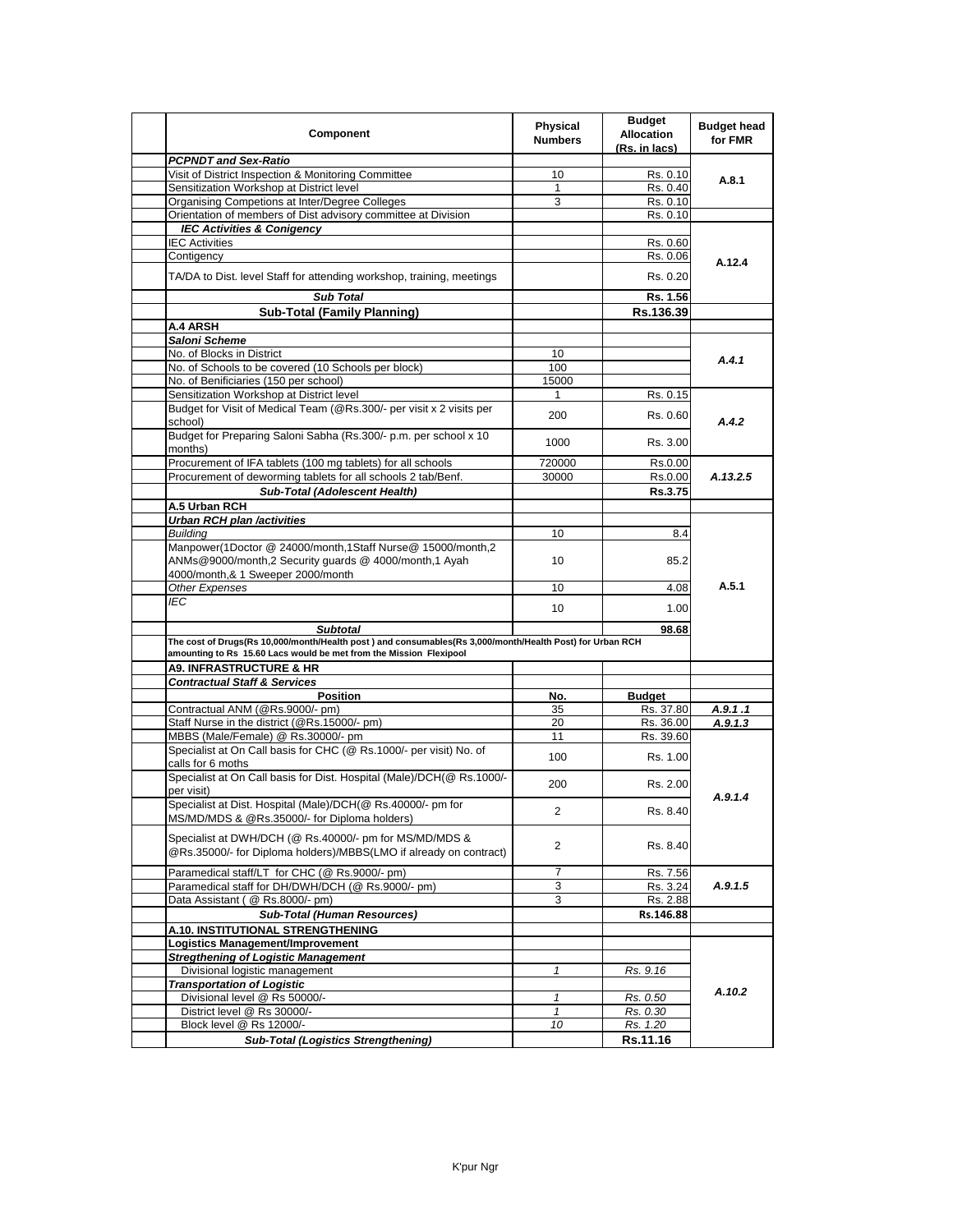| Component | Physical Numbers | Budget Allocation (Rs. in lacs) | Budget head for FMR |
|---|---|---|---|
| ***PCPNDT and Sex-Ratio*** | | | |
| Visit of District Inspection & Monitoring Committee | 10 | Rs. 0.10 | A.8.1 |
| Sensitization Workshop at District level | 1 | Rs. 0.40 | |
| Organising Competions at Inter/Degree Colleges | 3 | Rs. 0.10 | |
| Orientation of members of Dist advisory committee at Division | | Rs. 0.10 | |
| ***IEC Activities & Conigency*** | | | |
| IEC Activities | | Rs. 0.60 | A.12.4 |
| Contigency | | Rs. 0.06 | |
| TA/DA to Dist. level Staff for attending workshop, training, meetings | | Rs. 0.20 | |
| ***Sub Total*** | | **Rs. 1.56** | |
| **Sub-Total (Family Planning)** | | **Rs.136.39** | |
| **A.4 ARSH** | | | |
| ***Saloni Scheme*** | | | |
| No. of Blocks in District | 10 | | *A.4.1* |
| No. of Schools to be covered (10 Schools per block) | 100 | | |
| No. of Benificiaries (150 per school) | 15000 | | |
| Sensitization Workshop at District level | 1 | Rs. 0.15 | *A.4.2* |
| Budget for Visit of Medical Team (@Rs.300/- per visit x 2 visits per school) | 200 | Rs. 0.60 | |
| Budget for Preparing Saloni Sabha (Rs.300/- p.m. per school x 10 months) | 1000 | Rs. 3.00 | |
| Procurement of IFA tablets (100 mg tablets) for all schools | 720000 | Rs.0.00 | *A.13.2.5* |
| Procurement of deworming tablets for all schools 2 tab/Benf. | 30000 | Rs.0.00 | |
| ***Sub-Total (Adolescent Health)*** | | **Rs.3.75** | |
| **A.5 Urban RCH** | | | |
| ***Urban RCH plan /activities*** | | | A.5.1 |
| *Building* | 10 | 8.4 | |
| Manpower(1Doctor @ 24000/month,1Staff Nurse@ 15000/month,2 ANMs@9000/month,2 Security guards @ 4000/month,1 Ayah 4000/month,& 1 Sweeper 2000/month | 10 | 85.2 | |
| *Other Expenses* | 10 | 4.08 | |
| *IEC* | 10 | 1.00 | |
| ***Subtotal*** | | **98.68** | |
| **The cost of Drugs(Rs 10,000/month/Health post ) and consumables(Rs 3,000/month/Health Post) for Urban RCH amounting to Rs 15.60 Lacs would be met from the Mission Flexipool** | | | |
| **A9. INFRASTRUCTURE & HR** | | | |
| ***Contractual Staff & Services*** | | | |
| **Position** | **No.** | **Budget** | |
| Contractual ANM (@Rs.9000/- pm) | 35 | Rs. 37.80 | *A.9.1 .1* |
| Staff Nurse in the district (@Rs.15000/- pm) | 20 | Rs. 36.00 | *A.9.1.3* |
| MBBS (Male/Female) @ Rs.30000/- pm | 11 | Rs. 39.60 | *A.9.1.4* |
| Specialist at On Call basis for CHC (@ Rs.1000/- per visit) No. of calls for 6 moths | 100 | Rs. 1.00 | |
| Specialist at On Call basis for Dist. Hospital (Male)/DCH(@ Rs.1000/- per visit) | 200 | Rs. 2.00 | |
| Specialist at Dist. Hospital (Male)/DCH(@ Rs.40000/- pm for MS/MD/MDS & @Rs.35000/- for Diploma holders) | 2 | Rs. 8.40 | |
| Specialist at DWH/DCH (@ Rs.40000/- pm for MS/MD/MDS & @Rs.35000/- for Diploma holders)/MBBS(LMO if already on contract) | 2 | Rs. 8.40 | |
| Paramedical staff/LT for CHC (@ Rs.9000/- pm) | 7 | Rs. 7.56 | *A.9.1.5* |
| Paramedical staff for DH/DWH/DCH (@ Rs.9000/- pm) | 3 | Rs. 3.24 | |
| Data Assistant ( @ Rs.8000/- pm) | 3 | Rs. 2.88 | |
| ***Sub-Total (Human Resources)*** | | **Rs.146.88** | |
| **A.10. INSTITUTIONAL STRENGTHENING** | | | |
| **Logistics Management/Improvement** | | | |
| ***Stregthening of Logistic Management*** | | | *A.10.2* |
| Divisional logistic management | *1* | *Rs. 9.16* | |
| ***Transportation of Logistic*** | | | |
| Divisional level @ Rs 50000/- | *1* | *Rs. 0.50* | |
| District level @ Rs 30000/- | *1* | *Rs. 0.30* | |
| Block level @ Rs 12000/- | *10* | *Rs. 1.20* | |
| ***Sub-Total (Logistics Strengthening)*** | | **Rs.11.16** | |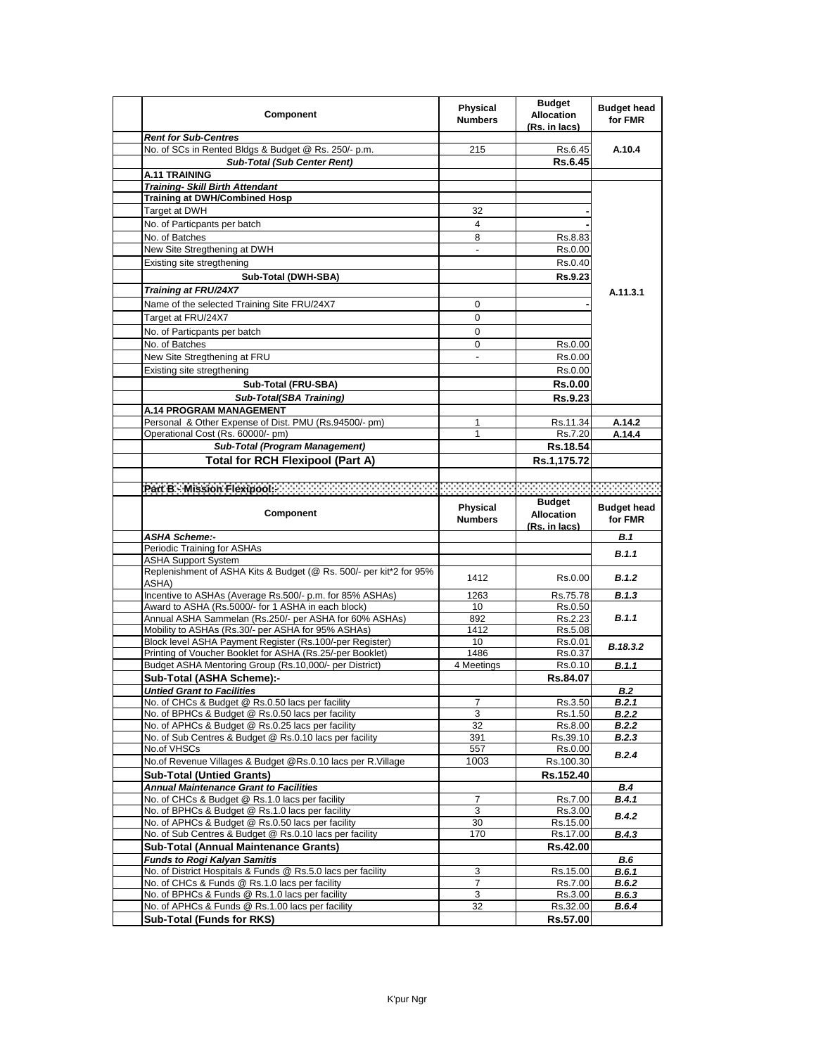| Component | Physical Numbers | Budget Allocation (Rs. in lacs) | Budget head for FMR |
|---|---|---|---|
| ***Rent for Sub-Centres*** | | | |
| No. of SCs in Rented Bldgs & Budget @ Rs. 250/- p.m. | 215 | Rs.6.45 | A.10.4 |
| ***Sub-Total (Sub Center Rent)*** | | **Rs.6.45** | |
| **A.11 TRAINING** | | | |
| ***Training- Skill Birth Attendant*** | | | A.11.3.1 |
| **Training at DWH/Combined Hosp** | | | |
| Target at DWH | 32 | - | |
| No. of Particpants per batch | 4 | - | |
| No. of Batches | 8 | Rs.8.83 | |
| New Site Stregthening at DWH | - | Rs.0.00 | |
| Existing site stregthening | | Rs.0.40 | |
| **Sub-Total (DWH-SBA)** | | **Rs.9.23** | |
| ***Training at FRU/24X7*** | | | |
| Name of the selected Training Site FRU/24X7 | 0 | - | |
| Target at FRU/24X7 | 0 | | |
| No. of Particpants per batch | 0 | | |
| No. of Batches | 0 | Rs.0.00 | |
| New Site Stregthening at FRU | - | Rs.0.00 | |
| Existing site stregthening | | Rs.0.00 | |
| **Sub-Total (FRU-SBA)** | | **Rs.0.00** | |
| ***Sub-Total(SBA Training)*** | | **Rs.9.23** | |
| **A.14 PROGRAM MANAGEMENT** | | | |
| Personal & Other Expense of Dist. PMU (Rs.94500/- pm) | 1 | Rs.11.34 | A.14.2 |
| Operational Cost (Rs. 60000/- pm) | 1 | Rs.7.20 | A.14.4 |
| ***Sub-Total (Program Management)*** | | **Rs.18.54** | |
| **Total for RCH Flexipool (Part A)** | | **Rs.1,175.72** | |

**Part B - Mission Flexipool:-**

| Component | Physical Numbers | Budget Allocation (Rs. in lacs) | Budget head for FMR |
|---|---|---|---|
| ***ASHA Scheme:-*** | | | ***B.1*** |
| Periodic Training for ASHAs | | | ***B.1.1*** |
| ASHA Support System | | | |
| Replenishment of ASHA Kits & Budget (@ Rs. 500/- per kit*2 for 95% ASHA) | 1412 | Rs.0.00 | ***B.1.2*** |
| Incentive to ASHAs (Average Rs.500/- p.m. for 85% ASHAs) | 1263 | Rs.75.78 | ***B.1.3*** |
| Award to ASHA (Rs.5000/- for 1 ASHA in each block) | 10 | Rs.0.50 | ***B.1.1*** |
| Annual ASHA Sammelan (Rs.250/- per ASHA for 60% ASHAs) | 892 | Rs.2.23 | |
| Mobility to ASHAs (Rs.30/- per ASHA for 95% ASHAs) | 1412 | Rs.5.08 | |
| Block level ASHA Payment Register (Rs.100/-per Register) | 10 | Rs.0.01 | ***B.18.3.2*** |
| Printing of Voucher Booklet for ASHA (Rs.25/-per Booklet) | 1486 | Rs.0.37 | |
| Budget ASHA Mentoring Group (Rs.10,000/- per District) | 4 Meetings | Rs.0.10 | ***B.1.1*** |
| **Sub-Total (ASHA Scheme):-** | | **Rs.84.07** | |
| ***Untied Grant to Facilities*** | | | ***B.2*** |
| No. of CHCs & Budget @ Rs.0.50 lacs per facility | 7 | Rs.3.50 | ***B.2.1*** |
| No. of BPHCs & Budget @ Rs.0.50 lacs per facility | 3 | Rs.1.50 | ***B.2.2*** |
| No. of APHCs & Budget @ Rs.0.25 lacs per facility | 32 | Rs.8.00 | ***B.2.2*** |
| No. of Sub Centres & Budget @ Rs.0.10 lacs per facility | 391 | Rs.39.10 | ***B.2.3*** |
| No.of VHSCs | 557 | Rs.0.00 | ***B.2.4*** |
| No.of Revenue Villages & Budget @Rs.0.10 lacs per R.Village | 1003 | Rs.100.30 | |
| **Sub-Total (Untied Grants)** | | **Rs.152.40** | |
| ***Annual Maintenance Grant to Facilities*** | | | ***B.4*** |
| No. of CHCs & Budget @ Rs.1.0 lacs per facility | 7 | Rs.7.00 | ***B.4.1*** |
| No. of BPHCs & Budget @ Rs.1.0 lacs per facility | 3 | Rs.3.00 | ***B.4.2*** |
| No. of APHCs & Budget @ Rs.0.50 lacs per facility | 30 | Rs.15.00 | |
| No. of Sub Centres & Budget @ Rs.0.10 lacs per facility | 170 | Rs.17.00 | ***B.4.3*** |
| **Sub-Total (Annual Maintenance Grants)** | | **Rs.42.00** | |
| ***Funds to Rogi Kalyan Samitis*** | | | ***B.6*** |
| No. of District Hospitals & Funds @ Rs.5.0 lacs per facility | 3 | Rs.15.00 | ***B.6.1*** |
| No. of CHCs & Funds @ Rs.1.0 lacs per facility | 7 | Rs.7.00 | ***B.6.2*** |
| No. of BPHCs & Funds @ Rs.1.0 lacs per facility | 3 | Rs.3.00 | ***B.6.3*** |
| No. of APHCs & Funds @ Rs.1.00 lacs per facility | 32 | Rs.32.00 | ***B.6.4*** |
| **Sub-Total (Funds for RKS)** | | **Rs.57.00** | |

K'pur Ngr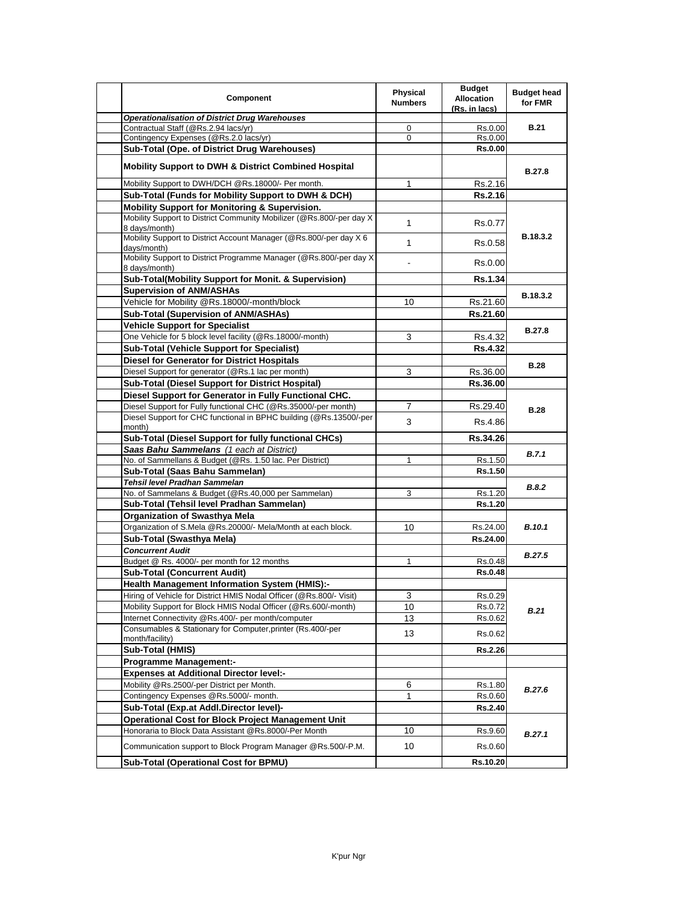| Component | Physical Numbers | Budget Allocation (Rs. in lacs) | Budget head for FMR |
|---|---|---|---|
| ***Operationalisation of District Drug Warehouses*** | | | |
| Contractual Staff (@Rs.2.94 lacs/yr) | 0 | Rs.0.00 | **B.21** |
| Contingency Expenses (@Rs.2.0 lacs/yr) | 0 | Rs.0.00 | |
| **Sub-Total (Ope. of District Drug Warehouses)** | | **Rs.0.00** | |
| **Mobility Support to DWH & District Combined Hospital** | | | **B.27.8** |
| Mobility Support to DWH/DCH @Rs.18000/- Per month. | 1 | Rs.2.16 | |
| **Sub-Total (Funds for Mobility Support to DWH & DCH)** | | **Rs.2.16** | |
| **Mobility Support for Monitoring & Supervision.** | | | **B.18.3.2** |
| Mobility Support to District Community Mobilizer (@Rs.800/-per day X 8 days/month) | 1 | Rs.0.77 | |
| Mobility Support to District Account Manager (@Rs.800/-per day X 6 days/month) | 1 | Rs.0.58 | |
| Mobility Support to District Programme Manager (@Rs.800/-per day X 8 days/month) | - | Rs.0.00 | |
| **Sub-Total(Mobility Support for Monit. & Supervision)** | | **Rs.1.34** | |
| **Supervision of ANM/ASHAs** | | | **B.18.3.2** |
| Vehicle for Mobility @Rs.18000/-month/block | 10 | Rs.21.60 | |
| **Sub-Total (Supervision of ANM/ASHAs)** | | **Rs.21.60** | |
| **Vehicle Support for Specialist** | | | **B.27.8** |
| One Vehicle for 5 block level facility (@Rs.18000/-month) | 3 | Rs.4.32 | |
| **Sub-Total (Vehicle Support for Specialist)** | | **Rs.4.32** | |
| **Diesel for Generator for District Hospitals** | | | **B.28** |
| Diesel Support for generator (@Rs.1 lac per month) | 3 | Rs.36.00 | |
| **Sub-Total (Diesel Support for District Hospital)** | | **Rs.36.00** | |
| **Diesel Support for Generator in Fully Functional CHC.** | | | **B.28** |
| Diesel Support for Fully functional CHC (@Rs.35000/-per month) | 7 | Rs.29.40 | |
| Diesel Support for CHC functional in BPHC building (@Rs.13500/-per month) | 3 | Rs.4.86 | |
| **Sub-Total (Diesel Support for fully functional CHCs)** | | **Rs.34.26** | |
| ***Saas Bahu Sammelans*** *(1 each at District)* | | | ***B.7.1*** |
| No. of Sammellans & Budget (@Rs. 1.50 lac. Per District) | 1 | Rs.1.50 | |
| **Sub-Total (Saas Bahu Sammelan)** | | **Rs.1.50** | |
| ***Tehsil level Pradhan Sammelan*** | | | ***B.8.2*** |
| No. of Sammelans & Budget (@Rs.40,000 per Sammelan) | 3 | Rs.1.20 | |
| **Sub-Total (Tehsil level Pradhan Sammelan)** | | **Rs.1.20** | |
| **Organization of Swasthya Mela** | | | ***B.10.1*** |
| Organization of S.Mela @Rs.20000/- Mela/Month at each block. | 10 | Rs.24.00 | |
| **Sub-Total (Swasthya Mela)** | | **Rs.24.00** | |
| ***Concurrent Audit*** | | | ***B.27.5*** |
| Budget @ Rs. 4000/- per month for 12 months | 1 | Rs.0.48 | |
| **Sub-Total (Concurrent Audit)** | | **Rs.0.48** | |
| **Health Management Information System (HMIS):-** | | | ***B.21*** |
| Hiring of Vehicle for District HMIS Nodal Officer (@Rs.800/- Visit) | 3 | Rs.0.29 | |
| Mobility Support for Block HMIS Nodal Officer (@Rs.600/-month) | 10 | Rs.0.72 | |
| Internet Connectivity @Rs.400/- per month/computer | 13 | Rs.0.62 | |
| Consumables & Stationary for Computer,printer (Rs.400/-per month/facility) | 13 | Rs.0.62 | |
| **Sub-Total (HMIS)** | | **Rs.2.26** | |
| **Programme Management:-** | | | |
| **Expenses at Additional Director level:-** | | | ***B.27.6*** |
| Mobility @Rs.2500/-per District per Month. | 6 | Rs.1.80 | |
| Contingency Expenses @Rs.5000/- month. | 1 | Rs.0.60 | |
| **Sub-Total (Exp.at Addl.Director level)-** | | **Rs.2.40** | |
| **Operational Cost for Block Project Management Unit** | | | ***B.27.1*** |
| Honoraria to Block Data Assistant @Rs.8000/-Per Month | 10 | Rs.9.60 | |
| Communication support to Block Program Manager @Rs.500/-P.M. | 10 | Rs.0.60 | |
| **Sub-Total (Operational Cost for BPMU)** | | **Rs.10.20** | |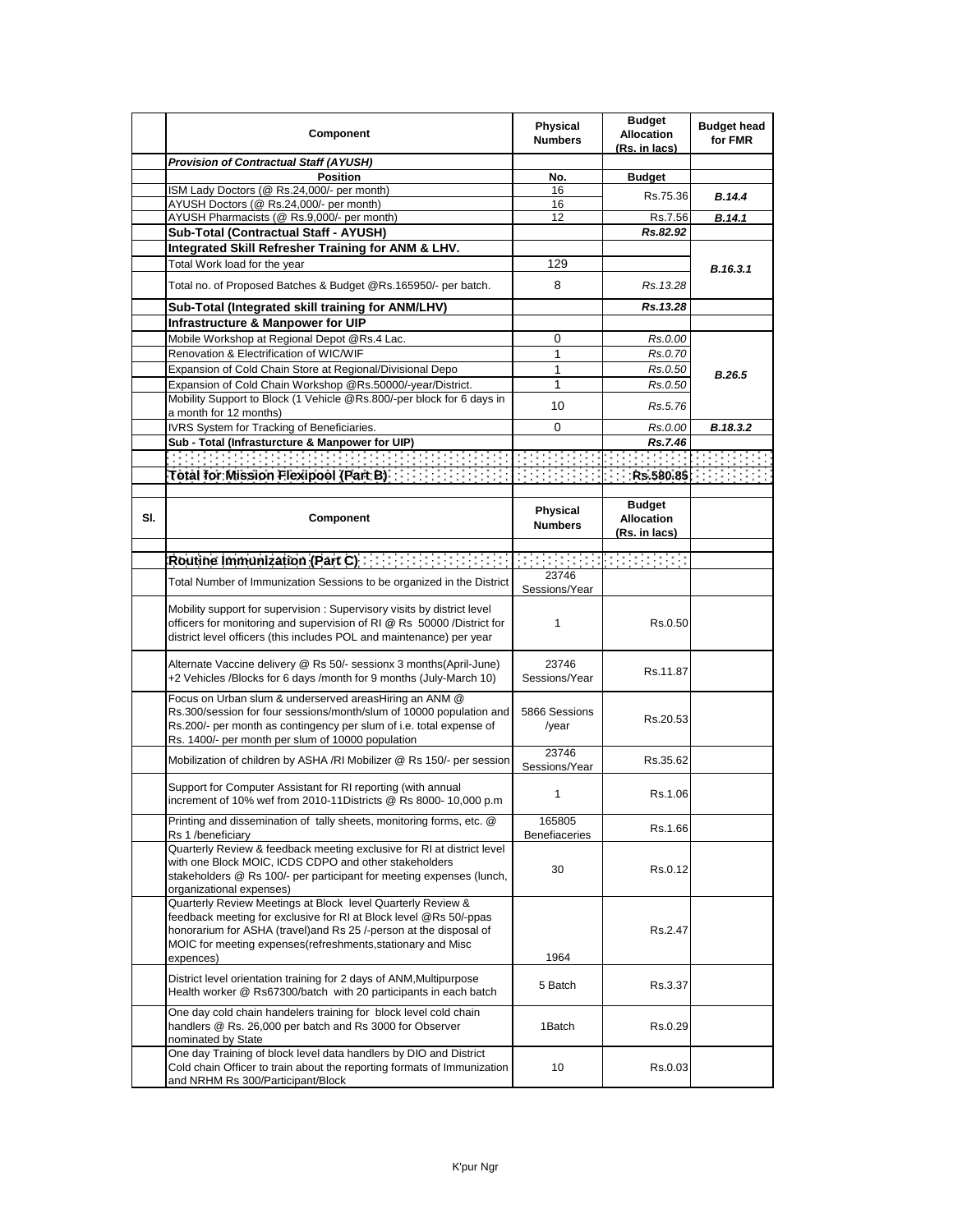| | Component | Physical Numbers | Budget Allocation (Rs. in lacs) | Budget head for FMR |
|---|---|---|---|---|
| | ***Provision of Contractual Staff (AYUSH)*** | | | |
| | **Position** | **No.** | **Budget** | |
| | ISM Lady Doctors (@ Rs.24,000/- per month) | 16 | Rs.75.36 | ***B.14.4*** |
| | AYUSH Doctors (@ Rs.24,000/- per month) | 16 | | |
| | AYUSH Pharmacists (@ Rs.9,000/- per month) | 12 | Rs.7.56 | ***B.14.1*** |
| | **Sub-Total (Contractual Staff - AYUSH)** | | ***Rs.82.92*** | |
| | **Integrated Skill Refresher Training for ANM & LHV.** | | | ***B.16.3.1*** |
| | Total Work load for the year | 129 | | |
| | Total no. of Proposed Batches & Budget @Rs.165950/- per batch. | 8 | *Rs.13.28* | |
| | **Sub-Total (Integrated skill training for ANM/LHV)** | | ***Rs.13.28*** | |
| | **Infrastructure & Manpower for UIP** | | | |
| | Mobile Workshop at Regional Depot @Rs.4 Lac. | 0 | *Rs.0.00* | ***B.26.5*** |
| | Renovation & Electrification of WIC/WIF | 1 | *Rs.0.70* | |
| | Expansion of Cold Chain Store at Regional/Divisional Depo | 1 | *Rs.0.50* | |
| | Expansion of Cold Chain Workshop @Rs.50000/-year/District. | 1 | *Rs.0.50* | |
| | Mobility Support to Block (1 Vehicle @Rs.800/-per block for 6 days in a month for 12 months) | 10 | *Rs.5.76* | |
| | IVRS System for Tracking of Beneficiaries. | 0 | *Rs.0.00* | ***B.18.3.2*** |
| | **Sub - Total (Infrasturcture & Manpower for UIP)** | | ***Rs.7.46*** | |
| | | | | |
| | **Total for Mission Flexipool (Part B)** | | **Rs.580.85** | |

| Sl. | Component | Physical Numbers | Budget Allocation (Rs. in lacs) | |
|---|---|---|---|---|
| | **Routine Immunization (Part C)** | | | |
| | Total Number of Immunization Sessions to be organized in the District | 23746 Sessions/Year | | |
| | Mobility support for supervision : Supervisory visits by district level officers for monitoring and supervision of RI @ Rs 50000 /District for district level officers (this includes POL and maintenance) per year | 1 | Rs.0.50 | |
| | Alternate Vaccine delivery @ Rs 50/- sessionx 3 months(April-June) +2 Vehicles /Blocks for 6 days /month for 9 months (July-March 10) | 23746 Sessions/Year | Rs.11.87 | |
| | Focus on Urban slum & underserved areasHiring an ANM @ Rs.300/session for four sessions/month/slum of 10000 population and Rs.200/- per month as contingency per slum of i.e. total expense of Rs. 1400/- per month per slum of 10000 population | 5866 Sessions /year | Rs.20.53 | |
| | Mobilization of children by ASHA /RI Mobilizer @ Rs 150/- per session | 23746 Sessions/Year | Rs.35.62 | |
| | Support for Computer Assistant for RI reporting (with annual increment of 10% wef from 2010-11Districts @ Rs 8000- 10,000 p.m | 1 | Rs.1.06 | |
| | Printing and dissemination of tally sheets, monitoring forms, etc. @ Rs 1 /beneficiary | 165805 Benefiaceries | Rs.1.66 | |
| | Quarterly Review & feedback meeting exclusive for RI at district level with one Block MOIC, ICDS CDPO and other stakeholders stakeholders @ Rs 100/- per participant for meeting expenses (lunch, organizational expenses) | 30 | Rs.0.12 | |
| | Quarterly Review Meetings at Block level Quarterly Review & feedback meeting for exclusive for RI at Block level @Rs 50/-ppas honorarium for ASHA (travel)and Rs 25 /-person at the disposal of MOIC for meeting expenses(refreshments,stationary and Misc expences) | 1964 | Rs.2.47 | |
| | District level orientation training for 2 days of ANM,Multipurpose Health worker @ Rs67300/batch with 20 participants in each batch | 5 Batch | Rs.3.37 | |
| | One day cold chain handelers training for block level cold chain handlers @ Rs. 26,000 per batch and Rs 3000 for Observer nominated by State | 1Batch | Rs.0.29 | |
| | One day Training of block level data handlers by DIO and District Cold chain Officer to train about the reporting formats of Immunization and NRHM Rs 300/Participant/Block | 10 | Rs.0.03 | |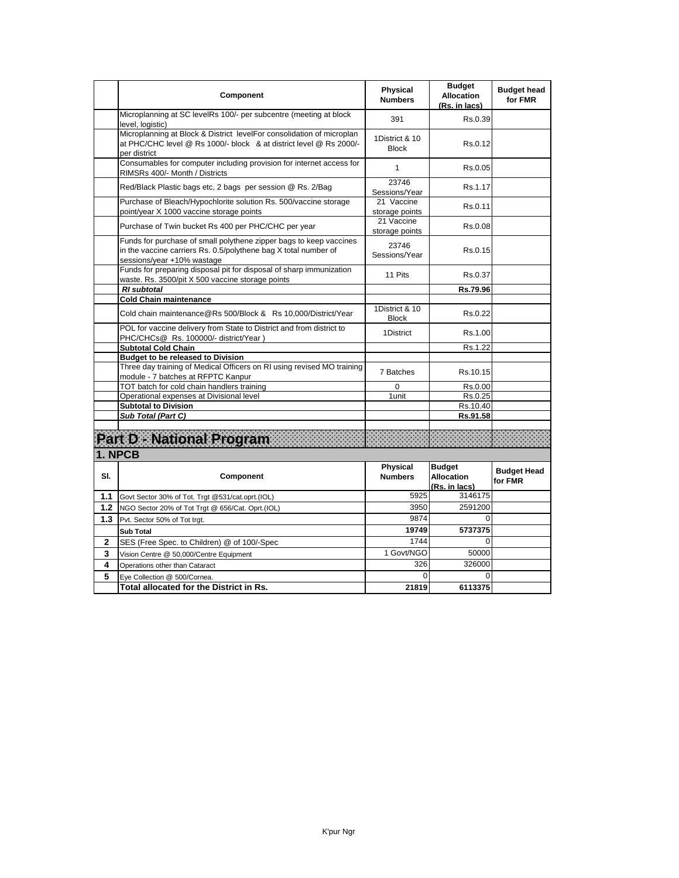|  | Component | Physical Numbers | Budget Allocation (Rs. in lacs) | Budget head for FMR |
|---|---|---|---|---|
|  | Microplanning at SC levelRs 100/- per subcentre (meeting at block level, logistic) | 391 | Rs.0.39 |  |
|  | Microplanning at Block & District levelFor consolidation of microplan at PHC/CHC level @ Rs 1000/- block & at district level @ Rs 2000/- per district | 1District & 10 Block | Rs.0.12 |  |
|  | Consumables for computer including provision for internet access for RIMSRs 400/- Month / Districts | 1 | Rs.0.05 |  |
|  | Red/Black Plastic bags etc, 2 bags per session @ Rs. 2/Bag | 23746 Sessions/Year | Rs.1.17 |  |
|  | Purchase of Bleach/Hypochlorite solution Rs. 500/vaccine storage point/year X 1000 vaccine storage points | 21 Vaccine storage points | Rs.0.11 |  |
|  | Purchase of Twin bucket Rs 400 per PHC/CHC per year | 21 Vaccine storage points | Rs.0.08 |  |
|  | Funds for purchase of small polythene zipper bags to keep vaccines in the vaccine carriers Rs. 0.5/polythene bag X total number of sessions/year +10% wastage | 23746 Sessions/Year | Rs.0.15 |  |
|  | Funds for preparing disposal pit for disposal of sharp immunization waste. Rs. 3500/pit X 500 vaccine storage points | 11 Pits | Rs.0.37 |  |
|  | ***RI subtotal*** |  | **Rs.79.96** |  |
|  | **Cold Chain maintenance** |  |  |  |
|  | Cold chain maintenance@Rs 500/Block & Rs 10,000/District/Year | 1District & 10 Block | Rs.0.22 |  |
|  | POL for vaccine delivery from State to District and from district to PHC/CHCs@ Rs. 100000/- district/Year ) | 1District | Rs.1.00 |  |
|  | **Subtotal Cold Chain** |  | Rs.1.22 |  |
|  | **Budget to be released to Division** |  |  |  |
|  | Three day training of Medical Officers on RI using revised MO training module - 7 batches at RFPTC Kanpur | 7 Batches | Rs.10.15 |  |
|  | TOT batch for cold chain handlers training | 0 | Rs.0.00 |  |
|  | Operational expenses at Divisional level | 1unit | Rs.0.25 |  |
|  | **Subtotal to Division** |  | Rs.10.40 |  |
|  | ***Sub Total (Part C)*** |  | **Rs.91.58** |  |

# Part D - National Program

## 1. NPCB

| Sl. | Component | Physical Numbers | Budget Allocation (Rs. in lacs) | Budget Head for FMR |
|---|---|---|---|---|
| **1.1** | Govt Sector 30% of Tot. Trgt @531/cat.oprt.(IOL) | 5925 | 3146175 |  |
| **1.2** | NGO Sector 20% of Tot Trgt @ 656/Cat. Oprt.(IOL) | 3950 | 2591200 |  |
| **1.3** | Pvt. Sector 50% of Tot trgt. | 9874 | 0 |  |
|  | **Sub Total** | **19749** | **5737375** |  |
| **2** | SES (Free Spec. to Children) @ of 100/-Spec | 1744 | 0 |  |
| **3** | Vision Centre @ 50,000/Centre Equipment | 1 Govt/NGO | 50000 |  |
| **4** | Operations other than Cataract | 326 | 326000 |  |
| **5** | Eye Collection @ 500/Cornea. | 0 | 0 |  |
|  | **Total allocated for the District in Rs.** | **21819** | **6113375** |  |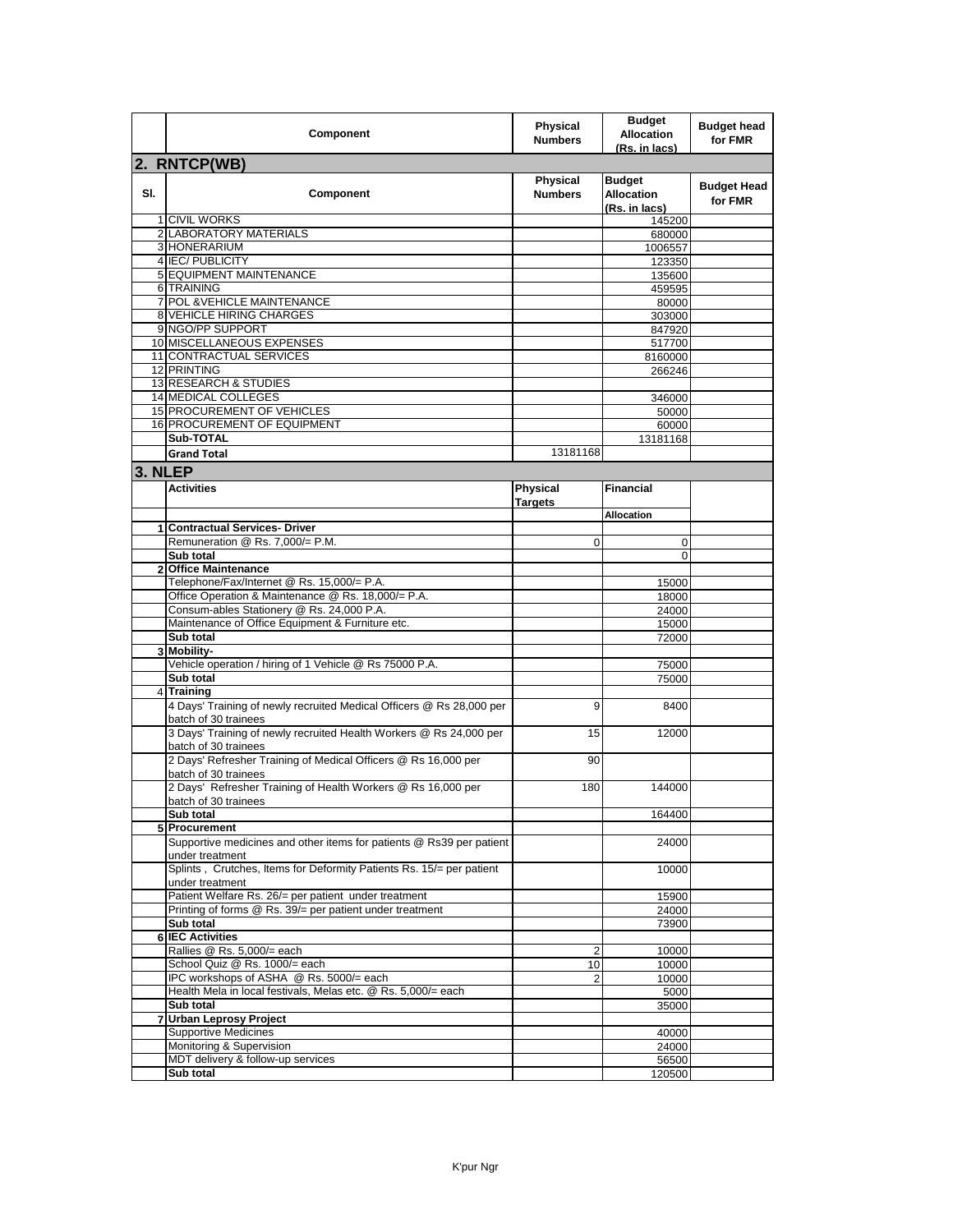| | Component | Physical Numbers | Budget Allocation (Rs. in lacs) | Budget head for FMR |
|---|---|---|---|---|
| **2. RNTCP(WB)** | | | | |
| **Sl.** | **Component** | **Physical Numbers** | **Budget Allocation (Rs. in lacs)** | **Budget Head for FMR** |
| 1 | CIVIL WORKS | | 145200 | |
| 2 | LABORATORY MATERIALS | | 680000 | |
| 3 | HONERARIUM | | 1006557 | |
| 4 | IEC/ PUBLICITY | | 123350 | |
| 5 | EQUIPMENT MAINTENANCE | | 135600 | |
| 6 | TRAINING | | 459595 | |
| 7 | POL &VEHICLE MAINTENANCE | | 80000 | |
| 8 | VEHICLE HIRING CHARGES | | 303000 | |
| 9 | NGO/PP SUPPORT | | 847920 | |
| 10 | MISCELLANEOUS EXPENSES | | 517700 | |
| 11 | CONTRACTUAL SERVICES | | 8160000 | |
| 12 | PRINTING | | 266246 | |
| 13 | RESEARCH & STUDIES | | | |
| 14 | MEDICAL COLLEGES | | 346000 | |
| 15 | PROCUREMENT OF VEHICLES | | 50000 | |
| 16 | PROCUREMENT OF EQUIPMENT | | 60000 | |
| | **Sub-TOTAL** | | 13181168 | |
| | **Grand Total** | 13181168 | | |
| **3. NLEP** | | | | |
| | **Activities** | **Physical Targets** | **Financial** | |
| | | | **Allocation** | |
| **1** | **Contractual Services- Driver** | | | |
| | Remuneration @ Rs. 7,000/= P.M. | 0 | 0 | |
| | **Sub total** | | 0 | |
| **2** | **Office Maintenance** | | | |
| | Telephone/Fax/Internet @ Rs. 15,000/= P.A. | | 15000 | |
| | Office Operation & Maintenance @ Rs. 18,000/= P.A. | | 18000 | |
| | Consum-ables Stationery @ Rs. 24,000 P.A. | | 24000 | |
| | Maintenance of Office Equipment & Furniture etc. | | 15000 | |
| | **Sub total** | | 72000 | |
| **3** | **Mobility-** | | | |
| | Vehicle operation / hiring of 1 Vehicle @ Rs 75000 P.A. | | 75000 | |
| | **Sub total** | | 75000 | |
| 4 | **Training** | | | |
| | 4 Days' Training of newly recruited Medical Officers @ Rs 28,000 per batch of 30 trainees | 9 | 8400 | |
| | 3 Days' Training of newly recruited Health Workers @ Rs 24,000 per batch of 30 trainees | 15 | 12000 | |
| | 2 Days' Refresher Training of Medical Officers @ Rs 16,000 per batch of 30 trainees | 90 | | |
| | 2 Days' Refresher Training of Health Workers @ Rs 16,000 per batch of 30 trainees | 180 | 144000 | |
| | **Sub total** | | 164400 | |
| **5** | **Procurement** | | | |
| | Supportive medicines and other items for patients @ Rs39 per patient under treatment | | 24000 | |
| | Splints , Crutches, Items for Deformity Patients Rs. 15/= per patient under treatment | | 10000 | |
| | Patient Welfare Rs. 26/= per patient under treatment | | 15900 | |
| | Printing of forms @ Rs. 39/= per patient under treatment | | 24000 | |
| | **Sub total** | | 73900 | |
| **6** | **IEC Activities** | | | |
| | Rallies @ Rs. 5,000/= each | 2 | 10000 | |
| | School Quiz @ Rs. 1000/= each | 10 | 10000 | |
| | IPC workshops of ASHA @ Rs. 5000/= each | 2 | 10000 | |
| | Health Mela in local festivals, Melas etc. @ Rs. 5,000/= each | | 5000 | |
| | **Sub total** | | 35000 | |
| **7** | **Urban Leprosy Project** | | | |
| | Supportive Medicines | | 40000 | |
| | Monitoring & Supervision | | 24000 | |
| | MDT delivery & follow-up services | | 56500 | |
| | **Sub total** | | 120500 | |

K'pur Ngr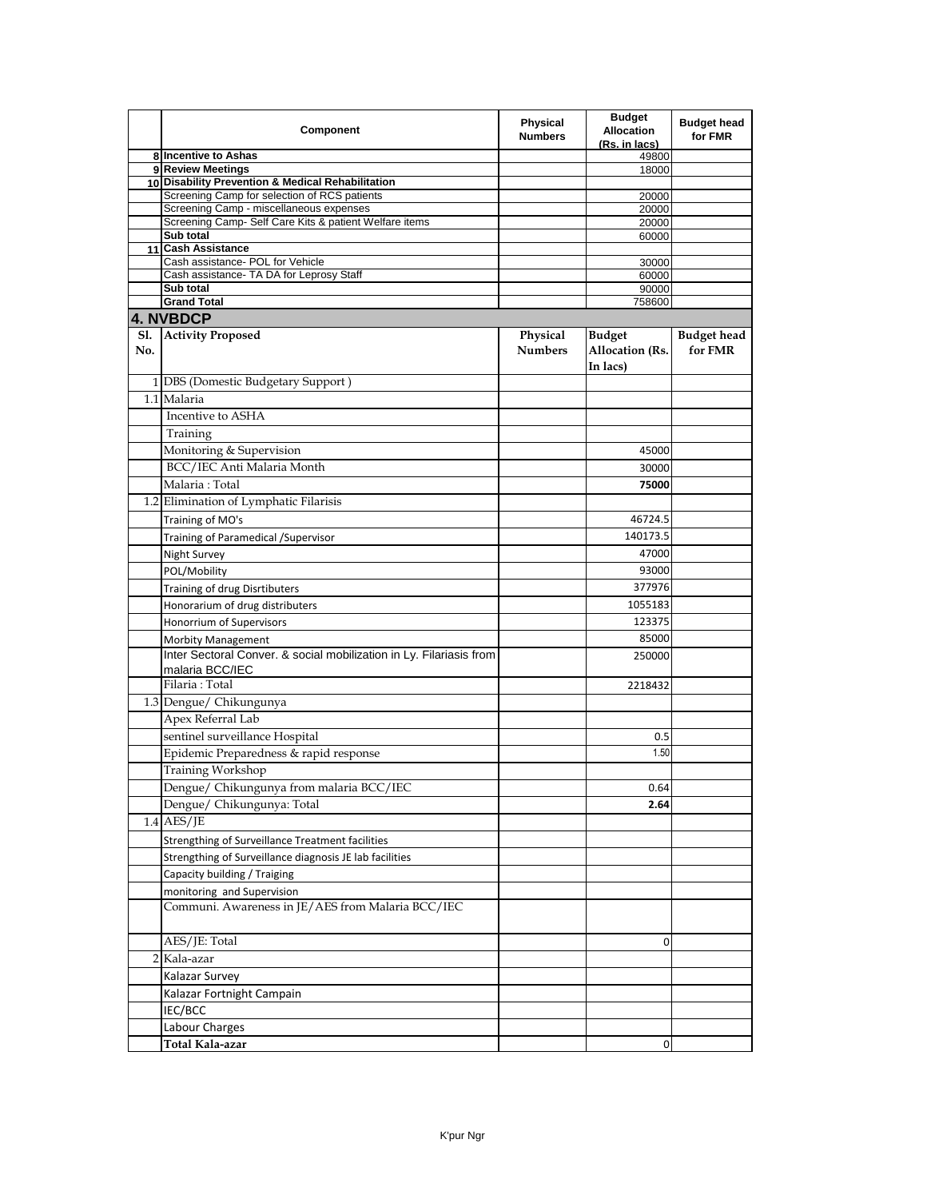|  | Component | Physical Numbers | Budget Allocation (Rs. in lacs) | Budget head for FMR |
|---|---|---|---|---|
| 8 | **Incentive to Ashas** |  | 49800 |  |
| 9 | **Review Meetings** |  | 18000 |  |
| 10 | **Disability Prevention & Medical Rehabilitation** |  |  |  |
|  | Screening Camp for selection of RCS patients |  | 20000 |  |
|  | Screening Camp - miscellaneous expenses |  | 20000 |  |
|  | Screening Camp- Self Care Kits & patient Welfare items |  | 20000 |  |
|  | **Sub total** |  | 60000 |  |
| 11 | **Cash Assistance** |  |  |  |
|  | Cash assistance- POL for Vehicle |  | 30000 |  |
|  | Cash assistance- TA DA for Leprosy Staff |  | 60000 |  |
|  | **Sub total** |  | 90000 |  |
|  | **Grand Total** |  | 758600 |  |

## 4. NVBDCP

| Sl. No. | Activity Proposed | Physical Numbers | Budget Allocation (Rs. In lacs) | Budget head for FMR |
|---|---|---|---|---|
| 1 | DBS (Domestic Budgetary Support ) |  |  |  |
| 1.1 | Malaria |  |  |  |
|  | Incentive to ASHA |  |  |  |
|  | Training |  |  |  |
|  | Monitoring & Supervision |  | 45000 |  |
|  | BCC/IEC Anti Malaria Month |  | 30000 |  |
|  | Malaria : Total |  | **75000** |  |
| 1.2 | Elimination of Lymphatic Filarisis |  |  |  |
|  | Training of MO's |  | 46724.5 |  |
|  | Training of Paramedical /Supervisor |  | 140173.5 |  |
|  | Night Survey |  | 47000 |  |
|  | POL/Mobility |  | 93000 |  |
|  | Training of drug Disrtibuters |  | 377976 |  |
|  | Honorarium of drug distributers |  | 1055183 |  |
|  | Honorrium of Supervisors |  | 123375 |  |
|  | Morbity Management |  | 85000 |  |
|  | Inter Sectoral Conver. & social mobilization in Ly. Filariasis from malaria BCC/IEC |  | 250000 |  |
|  | Filaria : Total |  | 2218432 |  |
| 1.3 | Dengue/ Chikungunya |  |  |  |
|  | Apex Referral Lab |  |  |  |
|  | sentinel surveillance Hospital |  | 0.5 |  |
|  | Epidemic Preparedness & rapid response |  | 1.50 |  |
|  | Training Workshop |  |  |  |
|  | Dengue/ Chikungunya from malaria BCC/IEC |  | 0.64 |  |
|  | Dengue/ Chikungunya: Total |  | **2.64** |  |
| 1.4 | AES/JE |  |  |  |
|  | Strengthing of Surveillance Treatment facilities |  |  |  |
|  | Strengthing of Surveillance diagnosis JE lab facilities |  |  |  |
|  | Capacity building / Traiging |  |  |  |
|  | monitoring and Supervision |  |  |  |
|  | Communi. Awareness in JE/AES from Malaria BCC/IEC |  |  |  |
|  | AES/JE: Total |  | 0 |  |
| 2 | Kala-azar |  |  |  |
|  | Kalazar Survey |  |  |  |
|  | Kalazar Fortnight Campain |  |  |  |
|  | IEC/BCC |  |  |  |
|  | Labour Charges |  |  |  |
|  | **Total Kala-azar** |  | 0 |  |

K'pur Ngr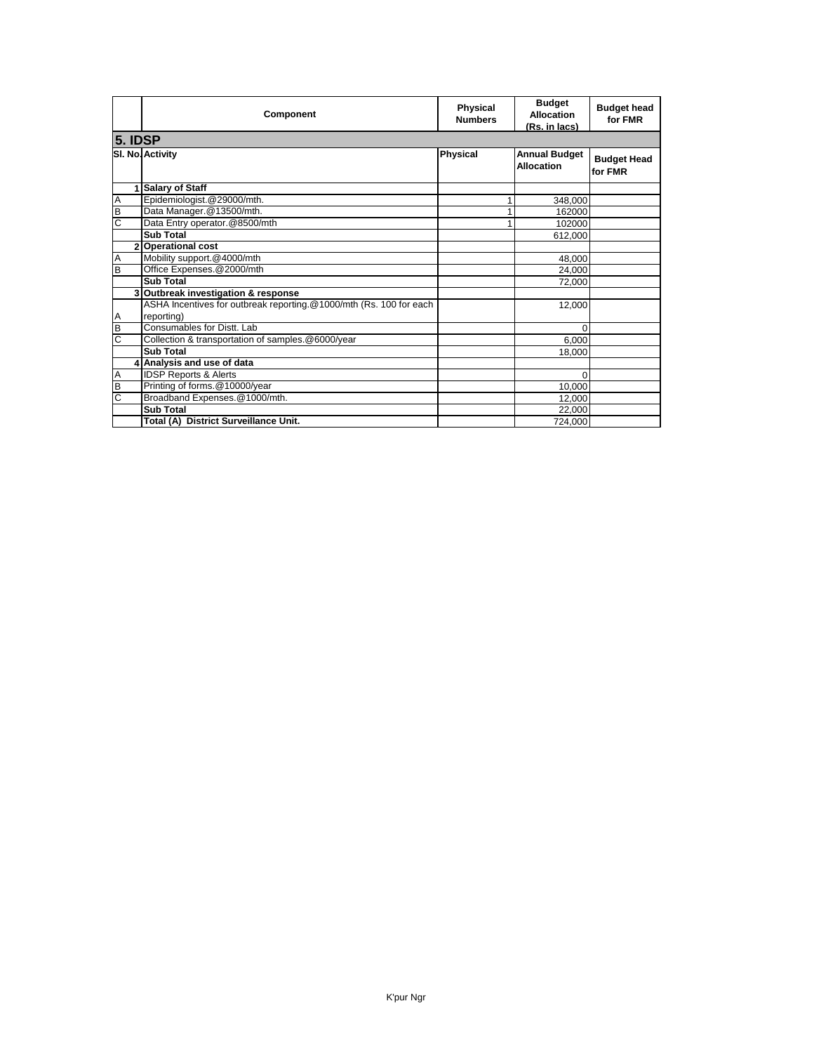| | Component | Physical Numbers | Budget Allocation (Rs. in lacs) | Budget head for FMR |
|---|---|---|---|---|
| **5. IDSP** | | | | |
| **Sl. No.** | **Activity** | **Physical** | **Annual Budget Allocation** | **Budget Head for FMR** |
| **1** | **Salary of Staff** | | | |
| A | Epidemiologist.@29000/mth. | 1 | 348,000 | |
| B | Data Manager.@13500/mth. | 1 | 162000 | |
| C | Data Entry operator.@8500/mth | 1 | 102000 | |
| | **Sub Total** | | 612,000 | |
| **2** | **Operational cost** | | | |
| A | Mobility support.@4000/mth | | 48,000 | |
| B | Office Expenses.@2000/mth | | 24,000 | |
| | **Sub Total** | | 72,000 | |
| **3** | **Outbreak investigation & response** | | | |
| A | ASHA Incentives for outbreak reporting.@1000/mth (Rs. 100 for each reporting) | | 12,000 | |
| B | Consumables for Distt. Lab | | 0 | |
| C | Collection & transportation of samples.@6000/year | | 6,000 | |
| | **Sub Total** | | 18,000 | |
| **4** | **Analysis and use of data** | | | |
| A | IDSP Reports & Alerts | | 0 | |
| B | Printing of forms.@10000/year | | 10,000 | |
| C | Broadband Expenses.@1000/mth. | | 12,000 | |
| | **Sub Total** | | 22,000 | |
| | **Total (A) District Surveillance Unit.** | | 724,000 | |